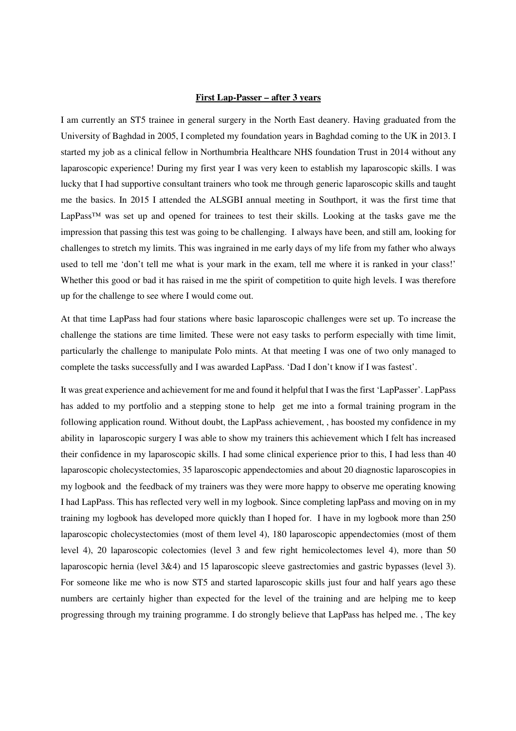**First Lap-Passer – after 3 years**

I am currently an ST5 trainee in general surgery in the North East deanery. Having graduated from the University of Baghdad in 2005, I completed my foundation years in Baghdad coming to the UK in 2013. I started my job as a clinical fellow in Northumbria Healthcare NHS foundation Trust in 2014 without any laparoscopic experience! During my first year I was very keen to establish my laparoscopic skills. I was lucky that I had supportive consultant trainers who took me through generic laparoscopic skills and taught me the basics. In 2015 I attended the ALSGBI annual meeting in Southport, it was the first time that LapPass™ was set up and opened for trainees to test their skills. Looking at the tasks gave me the impression that passing this test was going to be challenging. I always have been, and still am, looking for challenges to stretch my limits. This was ingrained in me early days of my life from my father who always used to tell me 'don't tell me what is your mark in the exam, tell me where it is ranked in your class!' Whether this good or bad it has raised in me the spirit of competition to quite high levels. I was therefore up for the challenge to see where I would come out.

At that time LapPass had four stations where basic laparoscopic challenges were set up. To increase the challenge the stations are time limited. These were not easy tasks to perform especially with time limit, particularly the challenge to manipulate Polo mints. At that meeting I was one of two only managed to complete the tasks successfully and I was awarded LapPass. 'Dad I don't know if I was fastest'.

It was great experience and achievement for me and found it helpful that I was the first 'LapPasser'. LapPass has added to my portfolio and a stepping stone to help get me into a formal training program in the following application round. Without doubt, the LapPass achievement, , has boosted my confidence in my ability in laparoscopic surgery I was able to show my trainers this achievement which I felt has increased their confidence in my laparoscopic skills. I had some clinical experience prior to this, I had less than 40 laparoscopic cholecystectomies, 35 laparoscopic appendectomies and about 20 diagnostic laparoscopies in my logbook and the feedback of my trainers was they were more happy to observe me operating knowing I had LapPass. This has reflected very well in my logbook. Since completing lapPass and moving on in my training my logbook has developed more quickly than I hoped for. I have in my logbook more than 250 laparoscopic cholecystectomies (most of them level 4), 180 laparoscopic appendectomies (most of them level 4), 20 laparoscopic colectomies (level 3 and few right hemicolectomes level 4), more than 50 laparoscopic hernia (level 3&4) and 15 laparoscopic sleeve gastrectomies and gastric bypasses (level 3). For someone like me who is now ST5 and started laparoscopic skills just four and half years ago these numbers are certainly higher than expected for the level of the training and are helping me to keep progressing through my training programme. I do strongly believe that LapPass has helped me. , The key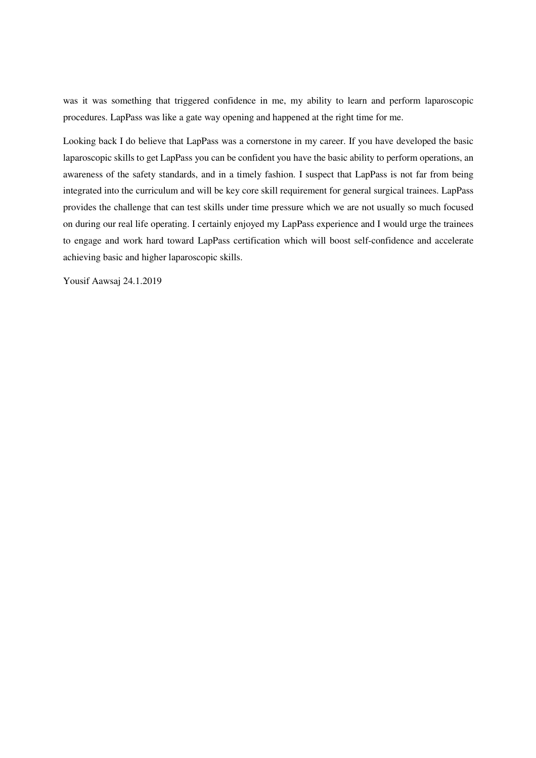was it was something that triggered confidence in me, my ability to learn and perform laparoscopic procedures. LapPass was like a gate way opening and happened at the right time for me.

Looking back I do believe that LapPass was a cornerstone in my career. If you have developed the basic laparoscopic skills to get LapPass you can be confident you have the basic ability to perform operations, an awareness of the safety standards, and in a timely fashion. I suspect that LapPass is not far from being integrated into the curriculum and will be key core skill requirement for general surgical trainees. LapPass provides the challenge that can test skills under time pressure which we are not usually so much focused on during our real life operating. I certainly enjoyed my LapPass experience and I would urge the trainees to engage and work hard toward LapPass certification which will boost self-confidence and accelerate achieving basic and higher laparoscopic skills.

Yousif Aawsaj 24.1.2019